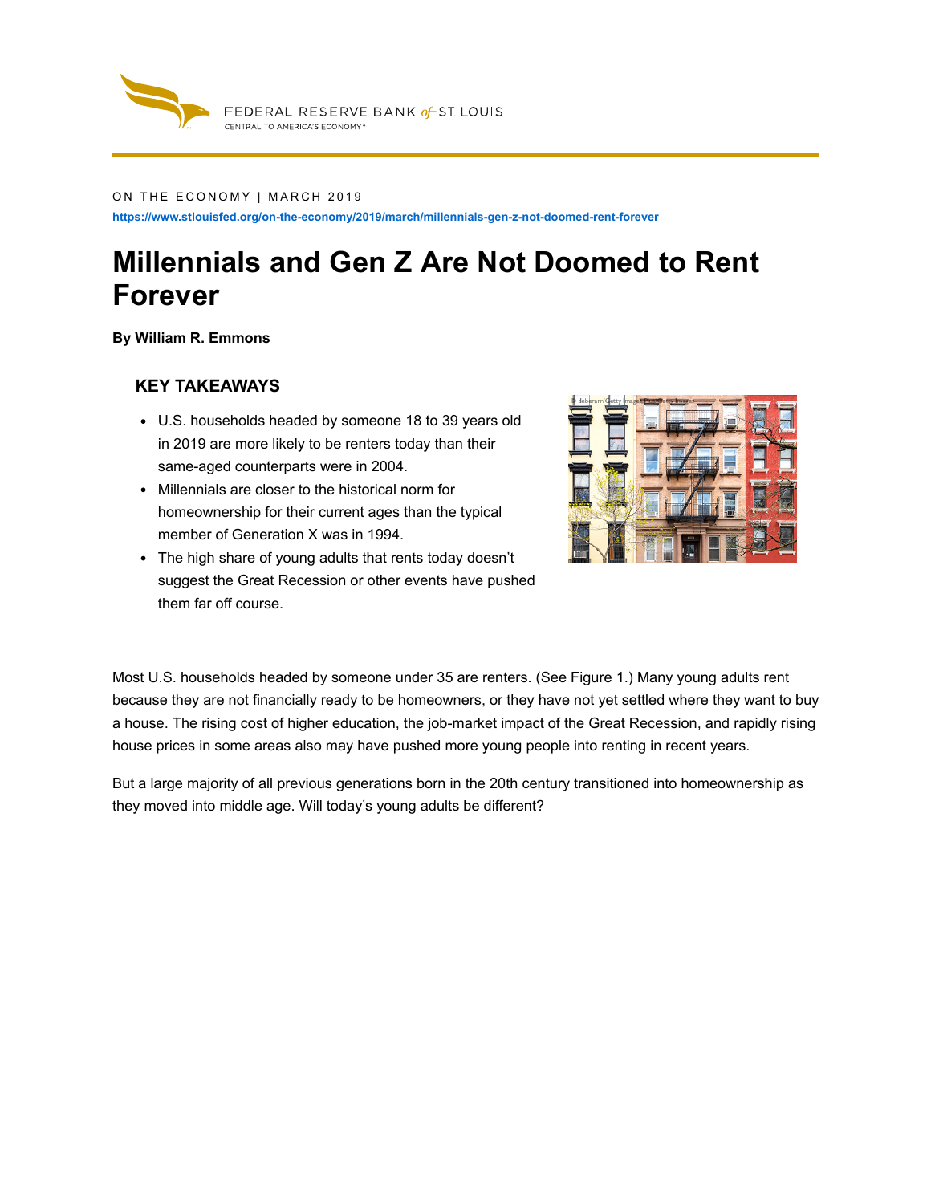FEDERAL RESERVE BANK of ST. LOUIS
CENTRAL TO AMERICA'S ECONOMY®

ON THE ECONOMY | MARCH 2019

https://www.stlouisfed.org/on-the-economy/2019/march/millennials-gen-z-not-doomed-rent-forever

# Millennials and Gen Z Are Not Doomed to Rent Forever

**By William R. Emmons**

### KEY TAKEAWAYS

- U.S. households headed by someone 18 to 39 years old in 2019 are more likely to be renters today than their same-aged counterparts were in 2004.
- Millennials are closer to the historical norm for homeownership for their current ages than the typical member of Generation X was in 1994.
- The high share of young adults that rents today doesn't suggest the Great Recession or other events have pushed them far off course.

Most U.S. households headed by someone under 35 are renters. (See Figure 1.) Many young adults rent because they are not financially ready to be homeowners, or they have not yet settled where they want to buy a house. The rising cost of higher education, the job-market impact of the Great Recession, and rapidly rising house prices in some areas also may have pushed more young people into renting in recent years.

But a large majority of all previous generations born in the 20th century transitioned into homeownership as they moved into middle age. Will today's young adults be different?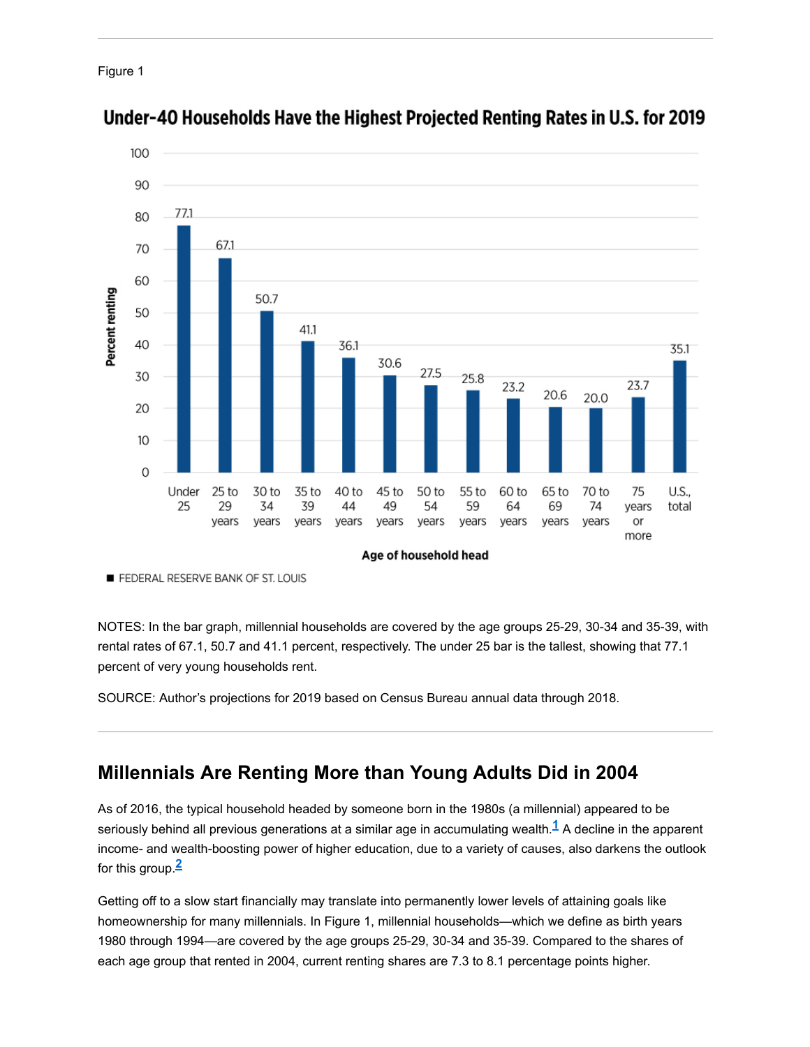Figure 1

**Under-40 Households Have the Highest Projected Renting Rates in U.S. for 2019**

| Age of household head | Percent renting |
| --- | --- |
| Under 25 | 77.1 |
| 25 to 29 years | 67.1 |
| 30 to 34 years | 50.7 |
| 35 to 39 years | 41.1 |
| 40 to 44 years | 36.1 |
| 45 to 49 years | 30.6 |
| 50 to 54 years | 27.5 |
| 55 to 59 years | 25.8 |
| 60 to 64 years | 23.2 |
| 65 to 69 years | 20.6 |
| 70 to 74 years | 20.0 |
| 75 years or more | 23.7 |
| U.S., total | 35.1 |

FEDERAL RESERVE BANK OF ST. LOUIS

NOTES: In the bar graph, millennial households are covered by the age groups 25-29, 30-34 and 35-39, with rental rates of 67.1, 50.7 and 41.1 percent, respectively. The under 25 bar is the tallest, showing that 77.1 percent of very young households rent.

SOURCE: Author's projections for 2019 based on Census Bureau annual data through 2018.

## Millennials Are Renting More than Young Adults Did in 2004

As of 2016, the typical household headed by someone born in the 1980s (a millennial) appeared to be seriously behind all previous generations at a similar age in accumulating wealth.[1] A decline in the apparent income- and wealth-boosting power of higher education, due to a variety of causes, also darkens the outlook for this group.[2]

Getting off to a slow start financially may translate into permanently lower levels of attaining goals like homeownership for many millennials. In Figure 1, millennial households—which we define as birth years 1980 through 1994—are covered by the age groups 25-29, 30-34 and 35-39. Compared to the shares of each age group that rented in 2004, current renting shares are 7.3 to 8.1 percentage points higher.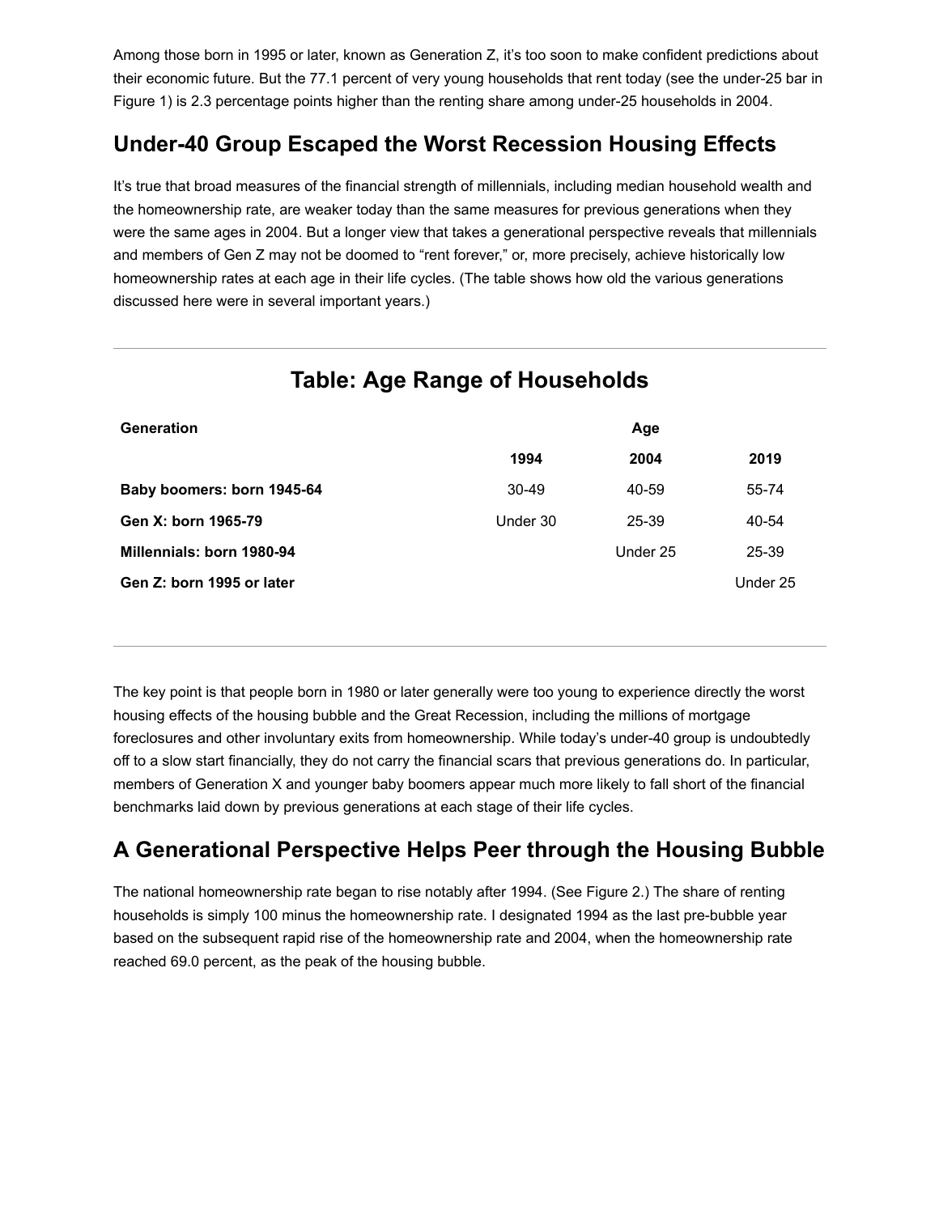Among those born in 1995 or later, known as Generation Z, it's too soon to make confident predictions about their economic future. But the 77.1 percent of very young households that rent today (see the under-25 bar in Figure 1) is 2.3 percentage points higher than the renting share among under-25 households in 2004.

## Under-40 Group Escaped the Worst Recession Housing Effects

It's true that broad measures of the financial strength of millennials, including median household wealth and the homeownership rate, are weaker today than the same measures for previous generations when they were the same ages in 2004. But a longer view that takes a generational perspective reveals that millennials and members of Gen Z may not be doomed to "rent forever," or, more precisely, achieve historically low homeownership rates at each age in their life cycles. (The table shows how old the various generations discussed here were in several important years.)

## Table: Age Range of Households

| Generation | Age | | |
|---|---|---|---|
| | 1994 | 2004 | 2019 |
| **Baby boomers: born 1945-64** | 30-49 | 40-59 | 55-74 |
| **Gen X: born 1965-79** | Under 30 | 25-39 | 40-54 |
| **Millennials: born 1980-94** | | Under 25 | 25-39 |
| **Gen Z: born 1995 or later** | | | Under 25 |

The key point is that people born in 1980 or later generally were too young to experience directly the worst housing effects of the housing bubble and the Great Recession, including the millions of mortgage foreclosures and other involuntary exits from homeownership. While today's under-40 group is undoubtedly off to a slow start financially, they do not carry the financial scars that previous generations do. In particular, members of Generation X and younger baby boomers appear much more likely to fall short of the financial benchmarks laid down by previous generations at each stage of their life cycles.

## A Generational Perspective Helps Peer through the Housing Bubble

The national homeownership rate began to rise notably after 1994. (See Figure 2.) The share of renting households is simply 100 minus the homeownership rate. I designated 1994 as the last pre-bubble year based on the subsequent rapid rise of the homeownership rate and 2004, when the homeownership rate reached 69.0 percent, as the peak of the housing bubble.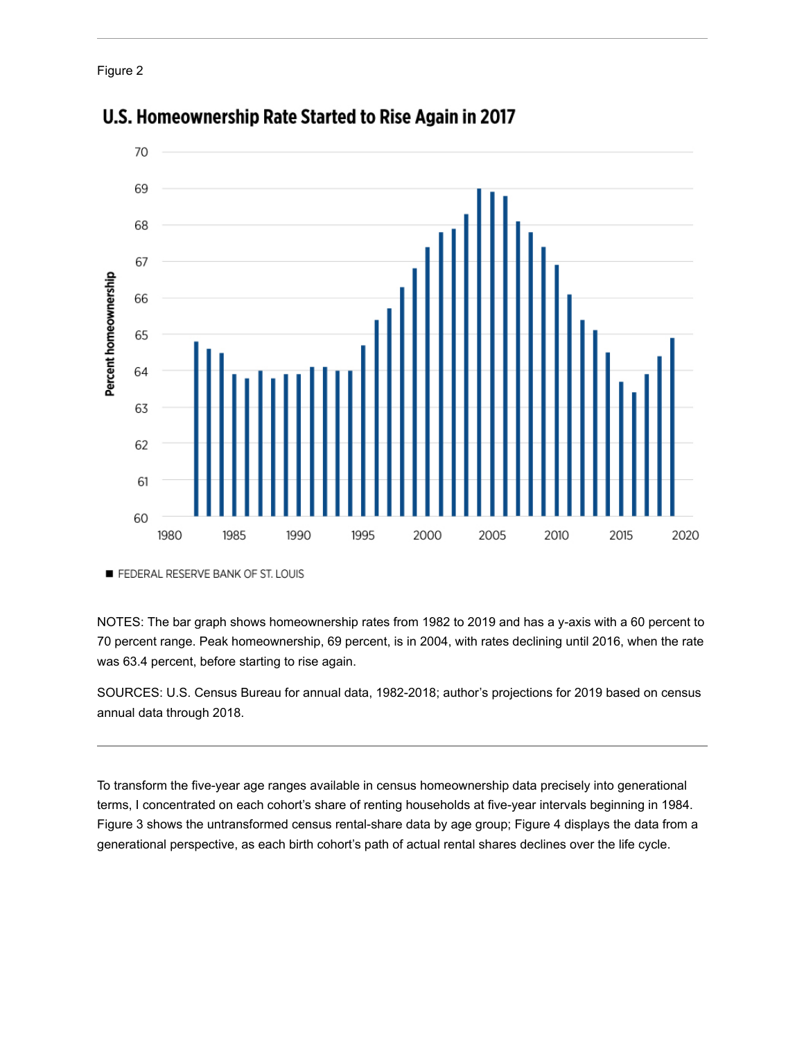Figure 2

## U.S. Homeownership Rate Started to Rise Again in 2017

■ FEDERAL RESERVE BANK OF ST. LOUIS

NOTES: The bar graph shows homeownership rates from 1982 to 2019 and has a y-axis with a 60 percent to 70 percent range. Peak homeownership, 69 percent, is in 2004, with rates declining until 2016, when the rate was 63.4 percent, before starting to rise again.

SOURCES: U.S. Census Bureau for annual data, 1982-2018; author's projections for 2019 based on census annual data through 2018.

---

To transform the five-year age ranges available in census homeownership data precisely into generational terms, I concentrated on each cohort's share of renting households at five-year intervals beginning in 1984. Figure 3 shows the untransformed census rental-share data by age group; Figure 4 displays the data from a generational perspective, as each birth cohort's path of actual rental shares declines over the life cycle.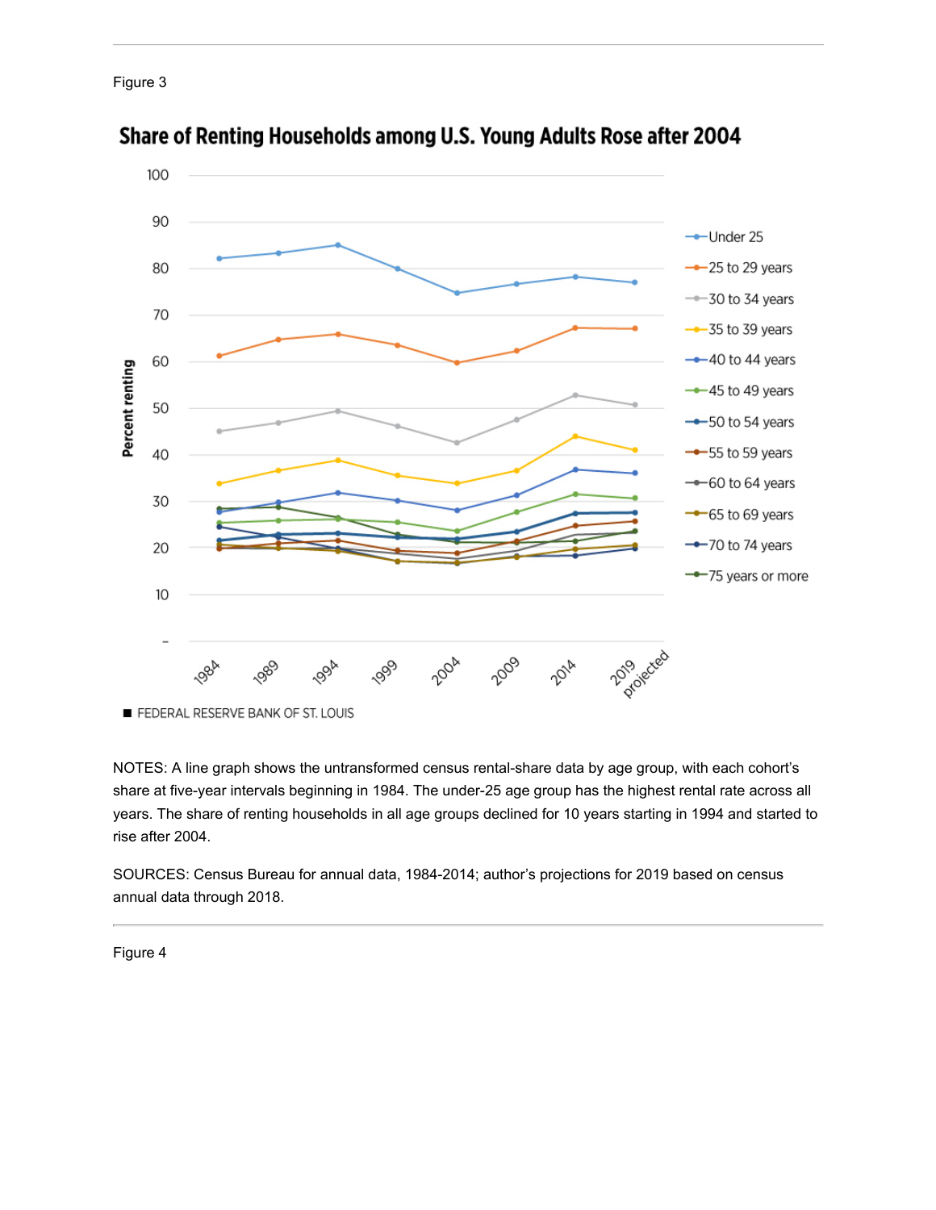Figure 3

## Share of Renting Households among U.S. Young Adults Rose after 2004

■ FEDERAL RESERVE BANK OF ST. LOUIS

NOTES: A line graph shows the untransformed census rental-share data by age group, with each cohort's share at five-year intervals beginning in 1984. The under-25 age group has the highest rental rate across all years. The share of renting households in all age groups declined for 10 years starting in 1994 and started to rise after 2004.

SOURCES: Census Bureau for annual data, 1984-2014; author's projections for 2019 based on census annual data through 2018.

Figure 4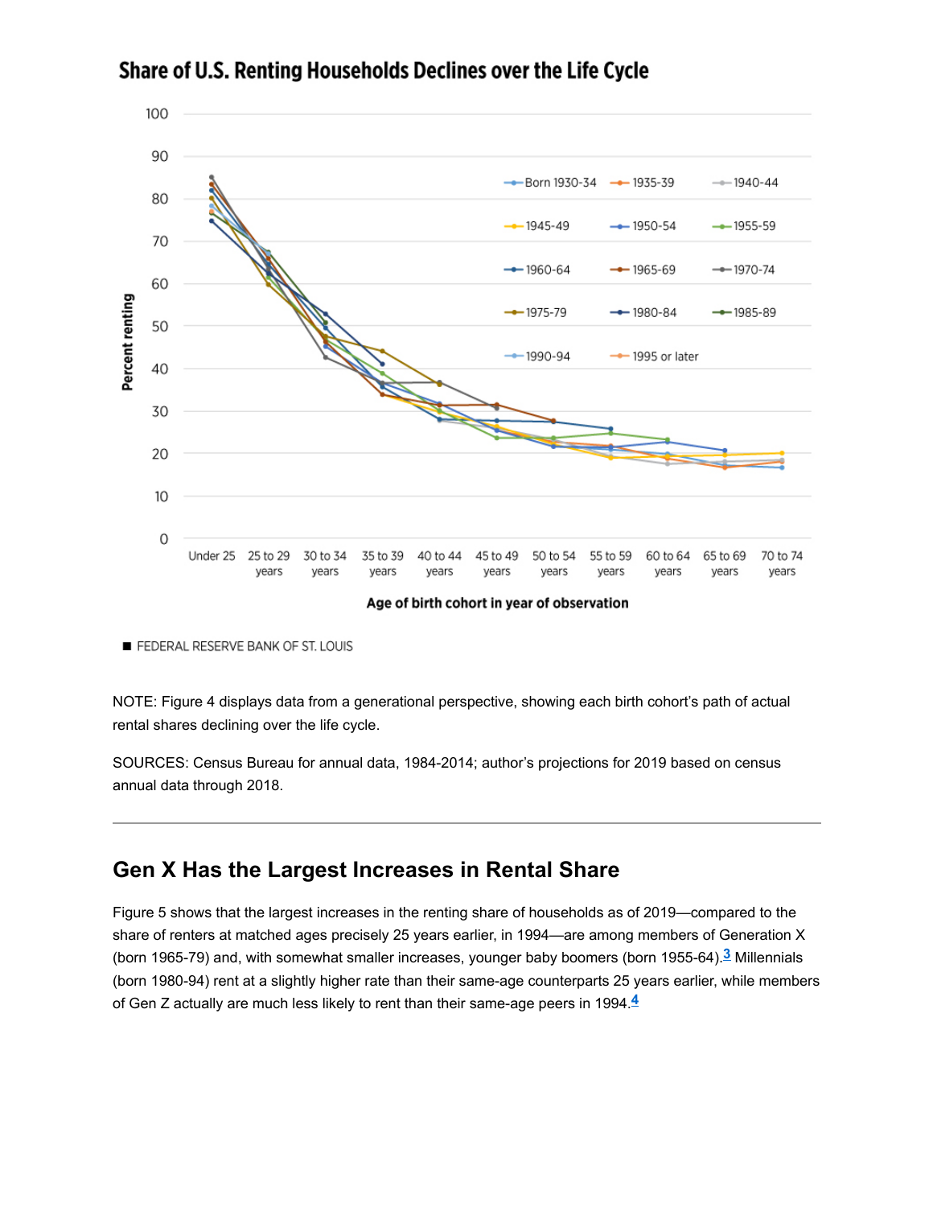**Share of U.S. Renting Households Declines over the Life Cycle**

■ FEDERAL RESERVE BANK OF ST. LOUIS

NOTE: Figure 4 displays data from a generational perspective, showing each birth cohort's path of actual rental shares declining over the life cycle.

SOURCES: Census Bureau for annual data, 1984-2014; author's projections for 2019 based on census annual data through 2018.

---

## Gen X Has the Largest Increases in Rental Share

Figure 5 shows that the largest increases in the renting share of households as of 2019—compared to the share of renters at matched ages precisely 25 years earlier, in 1994—are among members of Generation X (born 1965-79) and, with somewhat smaller increases, younger baby boomers (born 1955-64).[3] Millennials (born 1980-94) rent at a slightly higher rate than their same-age counterparts 25 years earlier, while members of Gen Z actually are much less likely to rent than their same-age peers in 1994.[4]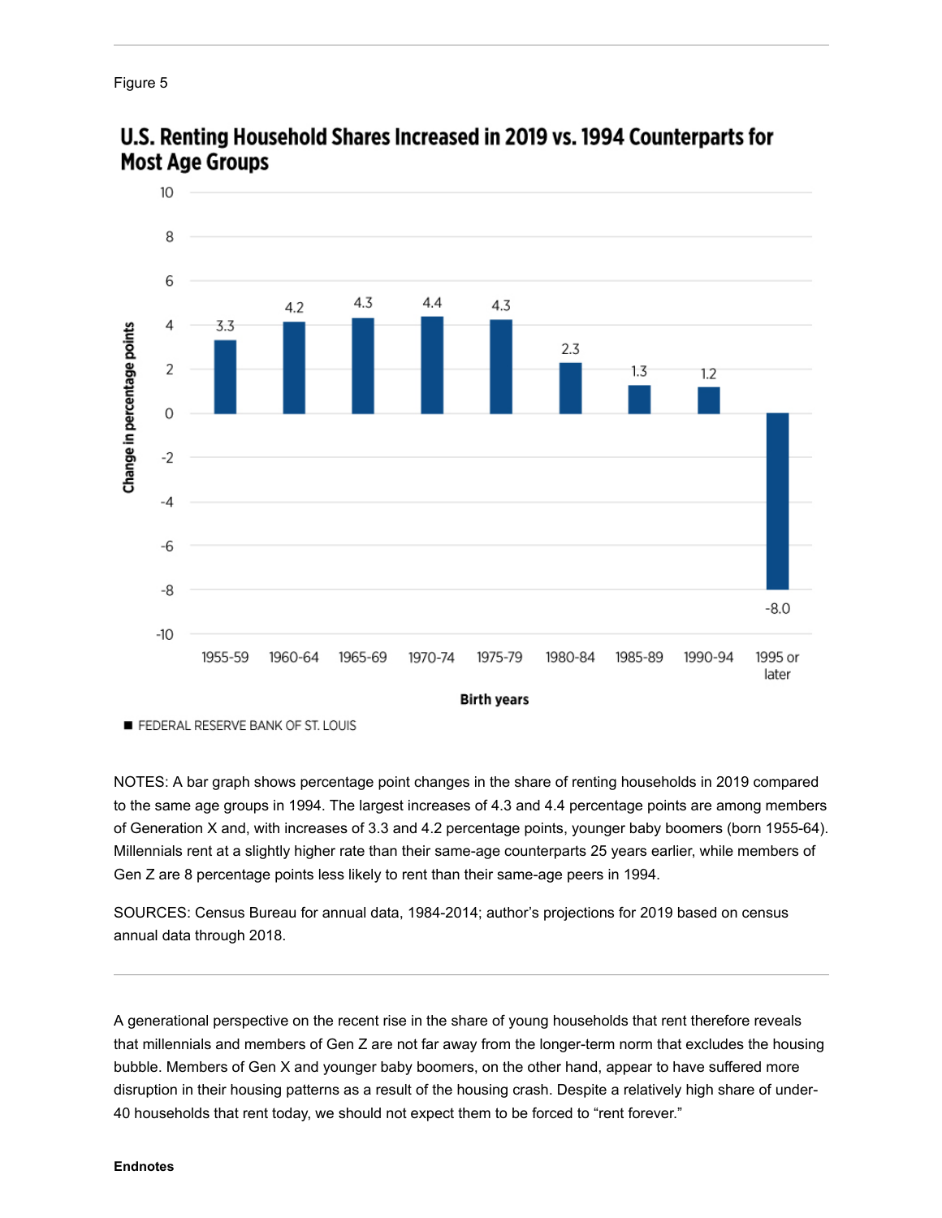Figure 5

**U.S. Renting Household Shares Increased in 2019 vs. 1994 Counterparts for Most Age Groups**

| Birth years | Change in percentage points |
|---|---|
| 1955-59 | 3.3 |
| 1960-64 | 4.2 |
| 1965-69 | 4.3 |
| 1970-74 | 4.4 |
| 1975-79 | 4.3 |
| 1980-84 | 2.3 |
| 1985-89 | 1.3 |
| 1990-94 | 1.2 |
| 1995 or later | -8.0 |

FEDERAL RESERVE BANK OF ST. LOUIS

NOTES: A bar graph shows percentage point changes in the share of renting households in 2019 compared to the same age groups in 1994. The largest increases of 4.3 and 4.4 percentage points are among members of Generation X and, with increases of 3.3 and 4.2 percentage points, younger baby boomers (born 1955-64). Millennials rent at a slightly higher rate than their same-age counterparts 25 years earlier, while members of Gen Z are 8 percentage points less likely to rent than their same-age peers in 1994.

SOURCES: Census Bureau for annual data, 1984-2014; author's projections for 2019 based on census annual data through 2018.

---

A generational perspective on the recent rise in the share of young households that rent therefore reveals that millennials and members of Gen Z are not far away from the longer-term norm that excludes the housing bubble. Members of Gen X and younger baby boomers, on the other hand, appear to have suffered more disruption in their housing patterns as a result of the housing crash. Despite a relatively high share of under-40 households that rent today, we should not expect them to be forced to "rent forever."

**Endnotes**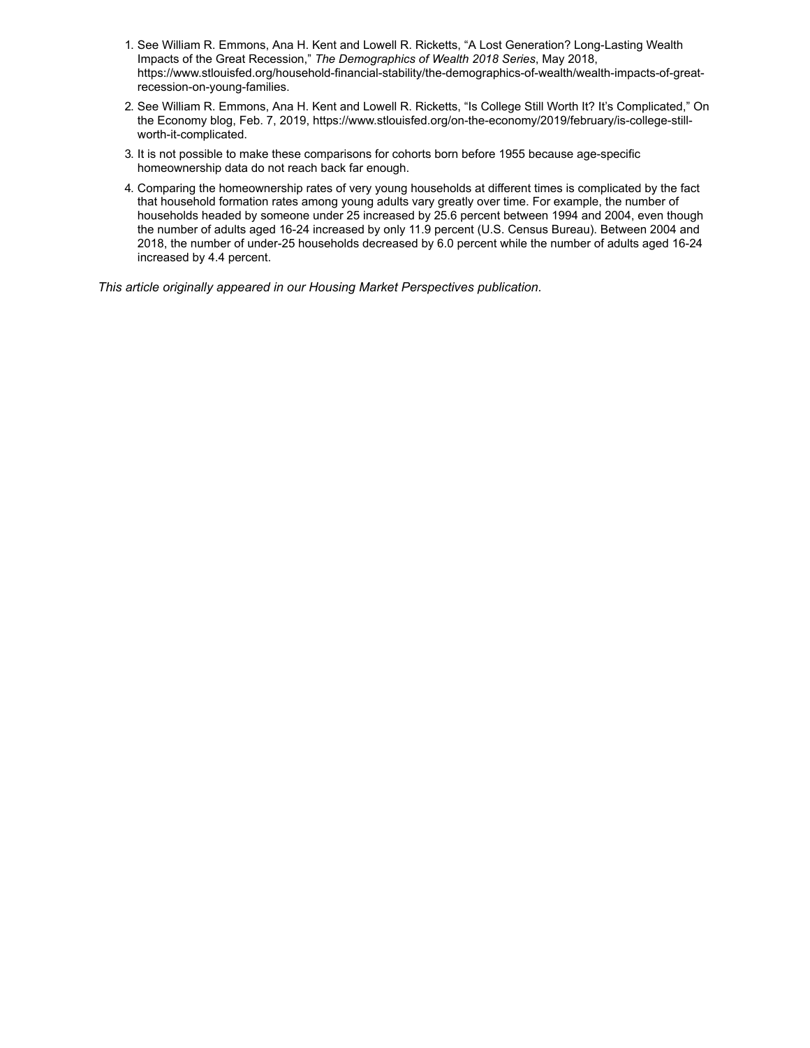1. See William R. Emmons, Ana H. Kent and Lowell R. Ricketts, “A Lost Generation? Long-Lasting Wealth Impacts of the Great Recession,” *The Demographics of Wealth 2018 Series*, May 2018, https://www.stlouisfed.org/household-financial-stability/the-demographics-of-wealth/wealth-impacts-of-great-recession-on-young-families.
2. See William R. Emmons, Ana H. Kent and Lowell R. Ricketts, “Is College Still Worth It? It’s Complicated,” On the Economy blog, Feb. 7, 2019, https://www.stlouisfed.org/on-the-economy/2019/february/is-college-still-worth-it-complicated.
3. It is not possible to make these comparisons for cohorts born before 1955 because age-specific homeownership data do not reach back far enough.
4. Comparing the homeownership rates of very young households at different times is complicated by the fact that household formation rates among young adults vary greatly over time. For example, the number of households headed by someone under 25 increased by 25.6 percent between 1994 and 2004, even though the number of adults aged 16-24 increased by only 11.9 percent (U.S. Census Bureau). Between 2004 and 2018, the number of under-25 households decreased by 6.0 percent while the number of adults aged 16-24 increased by 4.4 percent.

*This article originally appeared in our Housing Market Perspectives publication.*